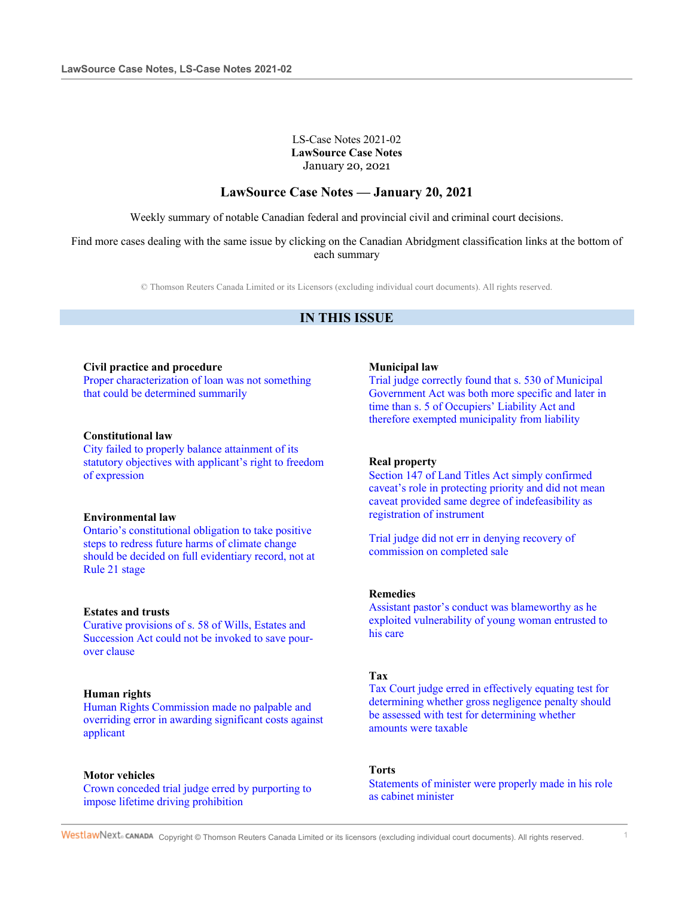LS-Case Notes 2021-02
**LawSource Case Notes**
January 20, 2021

# LawSource Case Notes — January 20, 2021

Weekly summary of notable Canadian federal and provincial civil and criminal court decisions.

Find more cases dealing with the same issue by clicking on the Canadian Abridgment classification links at the bottom of each summary

© Thomson Reuters Canada Limited or its Licensors (excluding individual court documents). All rights reserved.

## IN THIS ISSUE

**Civil practice and procedure**
Proper characterization of loan was not something that could be determined summarily

**Constitutional law**
City failed to properly balance attainment of its statutory objectives with applicant's right to freedom of expression

**Environmental law**
Ontario's constitutional obligation to take positive steps to redress future harms of climate change should be decided on full evidentiary record, not at Rule 21 stage

**Estates and trusts**
Curative provisions of s. 58 of Wills, Estates and Succession Act could not be invoked to save pour-over clause

**Human rights**
Human Rights Commission made no palpable and overriding error in awarding significant costs against applicant

**Motor vehicles**
Crown conceded trial judge erred by purporting to impose lifetime driving prohibition

**Municipal law**
Trial judge correctly found that s. 530 of Municipal Government Act was both more specific and later in time than s. 5 of Occupiers' Liability Act and therefore exempted municipality from liability

**Real property**
Section 147 of Land Titles Act simply confirmed caveat's role in protecting priority and did not mean caveat provided same degree of indefeasibility as registration of instrument

Trial judge did not err in denying recovery of commission on completed sale

**Remedies**
Assistant pastor's conduct was blameworthy as he exploited vulnerability of young woman entrusted to his care

**Tax**
Tax Court judge erred in effectively equating test for determining whether gross negligence penalty should be assessed with test for determining whether amounts were taxable

**Torts**
Statements of minister were properly made in his role as cabinet minister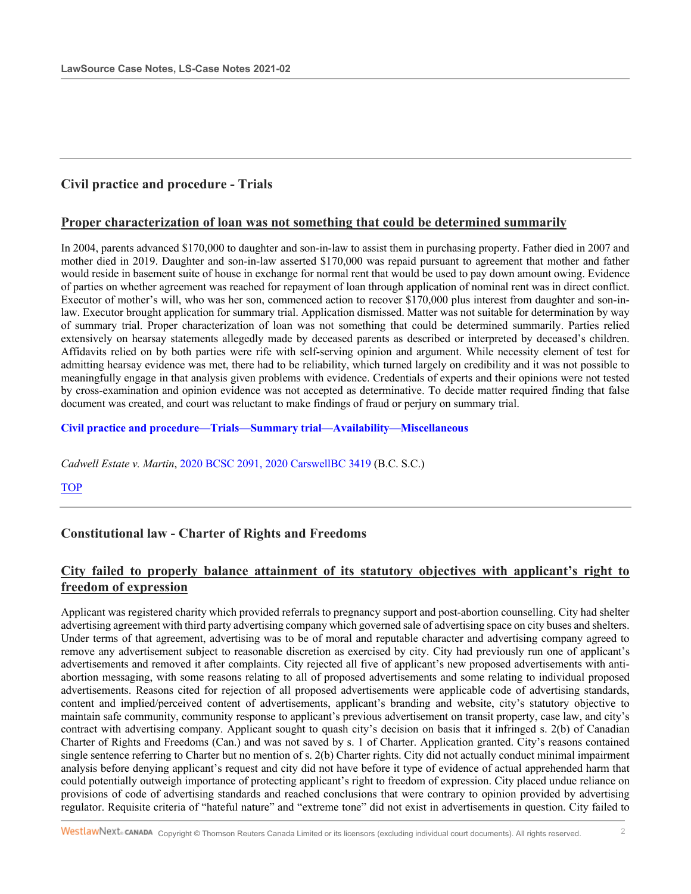## Civil practice and procedure - Trials

### Proper characterization of loan was not something that could be determined summarily

In 2004, parents advanced $170,000 to daughter and son-in-law to assist them in purchasing property. Father died in 2007 and mother died in 2019. Daughter and son-in-law asserted $170,000 was repaid pursuant to agreement that mother and father would reside in basement suite of house in exchange for normal rent that would be used to pay down amount owing. Evidence of parties on whether agreement was reached for repayment of loan through application of nominal rent was in direct conflict. Executor of mother's will, who was her son, commenced action to recover $170,000 plus interest from daughter and son-in-law. Executor brought application for summary trial. Application dismissed. Matter was not suitable for determination by way of summary trial. Proper characterization of loan was not something that could be determined summarily. Parties relied extensively on hearsay statements allegedly made by deceased parents as described or interpreted by deceased's children. Affidavits relied on by both parties were rife with self-serving opinion and argument. While necessity element of test for admitting hearsay evidence was met, there had to be reliability, which turned largely on credibility and it was not possible to meaningfully engage in that analysis given problems with evidence. Credentials of experts and their opinions were not tested by cross-examination and opinion evidence was not accepted as determinative. To decide matter required finding that false document was created, and court was reluctant to make findings of fraud or perjury on summary trial.

**Civil practice and procedure—Trials—Summary trial—Availability—Miscellaneous**

*Cadwell Estate v. Martin*, 2020 BCSC 2091, 2020 CarswellBC 3419 (B.C. S.C.)

TOP

## Constitutional law - Charter of Rights and Freedoms

### City failed to properly balance attainment of its statutory objectives with applicant's right to freedom of expression

Applicant was registered charity which provided referrals to pregnancy support and post-abortion counselling. City had shelter advertising agreement with third party advertising company which governed sale of advertising space on city buses and shelters. Under terms of that agreement, advertising was to be of moral and reputable character and advertising company agreed to remove any advertisement subject to reasonable discretion as exercised by city. City had previously run one of applicant's advertisements and removed it after complaints. City rejected all five of applicant's new proposed advertisements with anti-abortion messaging, with some reasons relating to all of proposed advertisements and some relating to individual proposed advertisements. Reasons cited for rejection of all proposed advertisements were applicable code of advertising standards, content and implied/perceived content of advertisements, applicant's branding and website, city's statutory objective to maintain safe community, community response to applicant's previous advertisement on transit property, case law, and city's contract with advertising company. Applicant sought to quash city's decision on basis that it infringed s. 2(b) of Canadian Charter of Rights and Freedoms (Can.) and was not saved by s. 1 of Charter. Application granted. City's reasons contained single sentence referring to Charter but no mention of s. 2(b) Charter rights. City did not actually conduct minimal impairment analysis before denying applicant's request and city did not have before it type of evidence of actual apprehended harm that could potentially outweigh importance of protecting applicant's right to freedom of expression. City placed undue reliance on provisions of code of advertising standards and reached conclusions that were contrary to opinion provided by advertising regulator. Requisite criteria of "hateful nature" and "extreme tone" did not exist in advertisements in question. City failed to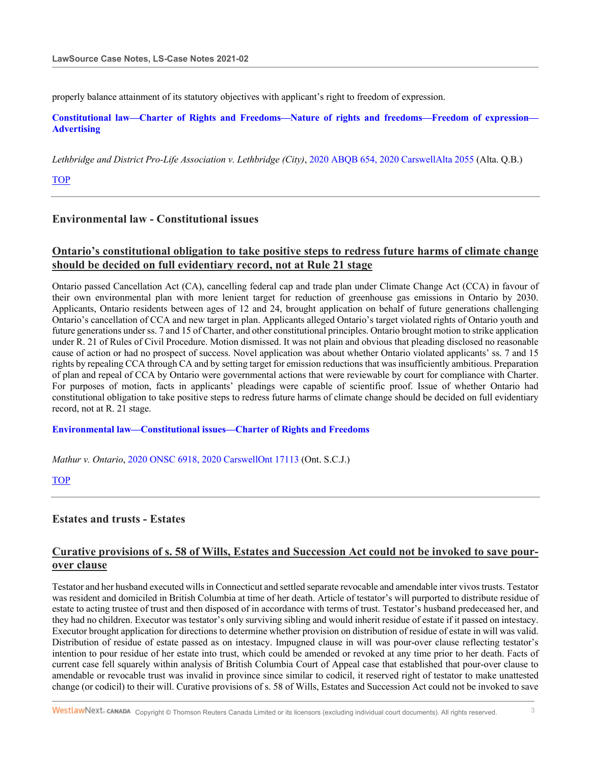properly balance attainment of its statutory objectives with applicant's right to freedom of expression.

**Constitutional law—Charter of Rights and Freedoms—Nature of rights and freedoms—Freedom of expression—Advertising**

*Lethbridge and District Pro-Life Association v. Lethbridge (City)*, 2020 ABQB 654, 2020 CarswellAlta 2055 (Alta. Q.B.)

TOP

## Environmental law - Constitutional issues

### Ontario's constitutional obligation to take positive steps to redress future harms of climate change should be decided on full evidentiary record, not at Rule 21 stage

Ontario passed Cancellation Act (CA), cancelling federal cap and trade plan under Climate Change Act (CCA) in favour of their own environmental plan with more lenient target for reduction of greenhouse gas emissions in Ontario by 2030. Applicants, Ontario residents between ages of 12 and 24, brought application on behalf of future generations challenging Ontario's cancellation of CCA and new target in plan. Applicants alleged Ontario's target violated rights of Ontario youth and future generations under ss. 7 and 15 of Charter, and other constitutional principles. Ontario brought motion to strike application under R. 21 of Rules of Civil Procedure. Motion dismissed. It was not plain and obvious that pleading disclosed no reasonable cause of action or had no prospect of success. Novel application was about whether Ontario violated applicants' ss. 7 and 15 rights by repealing CCA through CA and by setting target for emission reductions that was insufficiently ambitious. Preparation of plan and repeal of CCA by Ontario were governmental actions that were reviewable by court for compliance with Charter. For purposes of motion, facts in applicants' pleadings were capable of scientific proof. Issue of whether Ontario had constitutional obligation to take positive steps to redress future harms of climate change should be decided on full evidentiary record, not at R. 21 stage.

**Environmental law—Constitutional issues—Charter of Rights and Freedoms**

*Mathur v. Ontario*, 2020 ONSC 6918, 2020 CarswellOnt 17113 (Ont. S.C.J.)

TOP

## Estates and trusts - Estates

### Curative provisions of s. 58 of Wills, Estates and Succession Act could not be invoked to save pour-over clause

Testator and her husband executed wills in Connecticut and settled separate revocable and amendable inter vivos trusts. Testator was resident and domiciled in British Columbia at time of her death. Article of testator's will purported to distribute residue of estate to acting trustee of trust and then disposed of in accordance with terms of trust. Testator's husband predeceased her, and they had no children. Executor was testator's only surviving sibling and would inherit residue of estate if it passed on intestacy. Executor brought application for directions to determine whether provision on distribution of residue of estate in will was valid. Distribution of residue of estate passed as on intestacy. Impugned clause in will was pour-over clause reflecting testator's intention to pour residue of her estate into trust, which could be amended or revoked at any time prior to her death. Facts of current case fell squarely within analysis of British Columbia Court of Appeal case that established that pour-over clause to amendable or revocable trust was invalid in province since similar to codicil, it reserved right of testator to make unattested change (or codicil) to their will. Curative provisions of s. 58 of Wills, Estates and Succession Act could not be invoked to save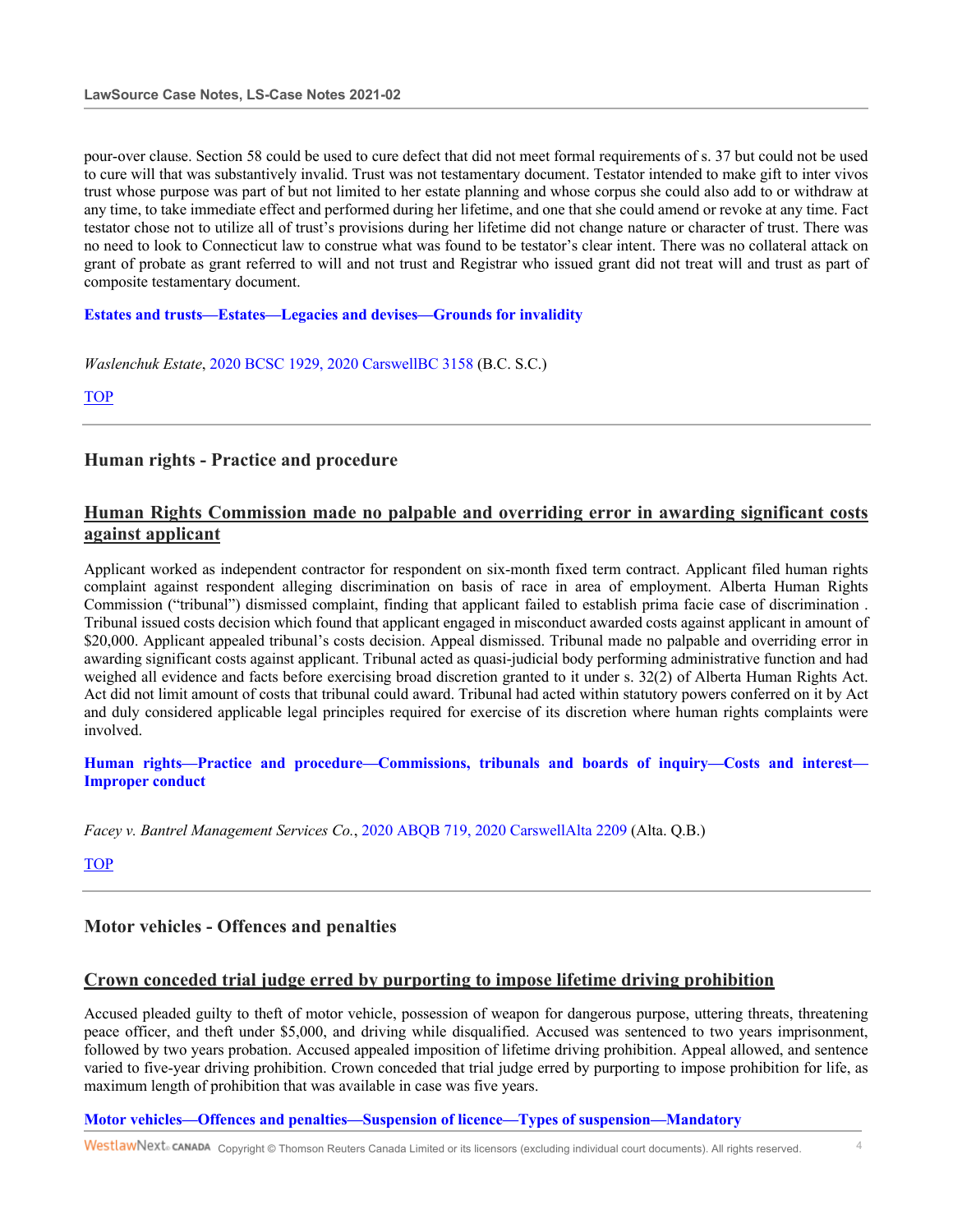pour-over clause. Section 58 could be used to cure defect that did not meet formal requirements of s. 37 but could not be used to cure will that was substantively invalid. Trust was not testamentary document. Testator intended to make gift to inter vivos trust whose purpose was part of but not limited to her estate planning and whose corpus she could also add to or withdraw at any time, to take immediate effect and performed during her lifetime, and one that she could amend or revoke at any time. Fact testator chose not to utilize all of trust's provisions during her lifetime did not change nature or character of trust. There was no need to look to Connecticut law to construe what was found to be testator's clear intent. There was no collateral attack on grant of probate as grant referred to will and not trust and Registrar who issued grant did not treat will and trust as part of composite testamentary document.

**Estates and trusts—Estates—Legacies and devises—Grounds for invalidity**

*Waslenchuk Estate*, 2020 BCSC 1929, 2020 CarswellBC 3158 (B.C. S.C.)

TOP

---

## Human rights - Practice and procedure

### Human Rights Commission made no palpable and overriding error in awarding significant costs against applicant

Applicant worked as independent contractor for respondent on six-month fixed term contract. Applicant filed human rights complaint against respondent alleging discrimination on basis of race in area of employment. Alberta Human Rights Commission ("tribunal") dismissed complaint, finding that applicant failed to establish prima facie case of discrimination . Tribunal issued costs decision which found that applicant engaged in misconduct awarded costs against applicant in amount of $20,000. Applicant appealed tribunal's costs decision. Appeal dismissed. Tribunal made no palpable and overriding error in awarding significant costs against applicant. Tribunal acted as quasi-judicial body performing administrative function and had weighed all evidence and facts before exercising broad discretion granted to it under s. 32(2) of Alberta Human Rights Act. Act did not limit amount of costs that tribunal could award. Tribunal had acted within statutory powers conferred on it by Act and duly considered applicable legal principles required for exercise of its discretion where human rights complaints were involved.

**Human rights—Practice and procedure—Commissions, tribunals and boards of inquiry—Costs and interest—Improper conduct**

*Facey v. Bantrel Management Services Co.*, 2020 ABQB 719, 2020 CarswellAlta 2209 (Alta. Q.B.)

TOP

---

## Motor vehicles - Offences and penalties

### Crown conceded trial judge erred by purporting to impose lifetime driving prohibition

Accused pleaded guilty to theft of motor vehicle, possession of weapon for dangerous purpose, uttering threats, threatening peace officer, and theft under $5,000, and driving while disqualified. Accused was sentenced to two years imprisonment, followed by two years probation. Accused appealed imposition of lifetime driving prohibition. Appeal allowed, and sentence varied to five-year driving prohibition. Crown conceded that trial judge erred by purporting to impose prohibition for life, as maximum length of prohibition that was available in case was five years.

**Motor vehicles—Offences and penalties—Suspension of licence—Types of suspension—Mandatory**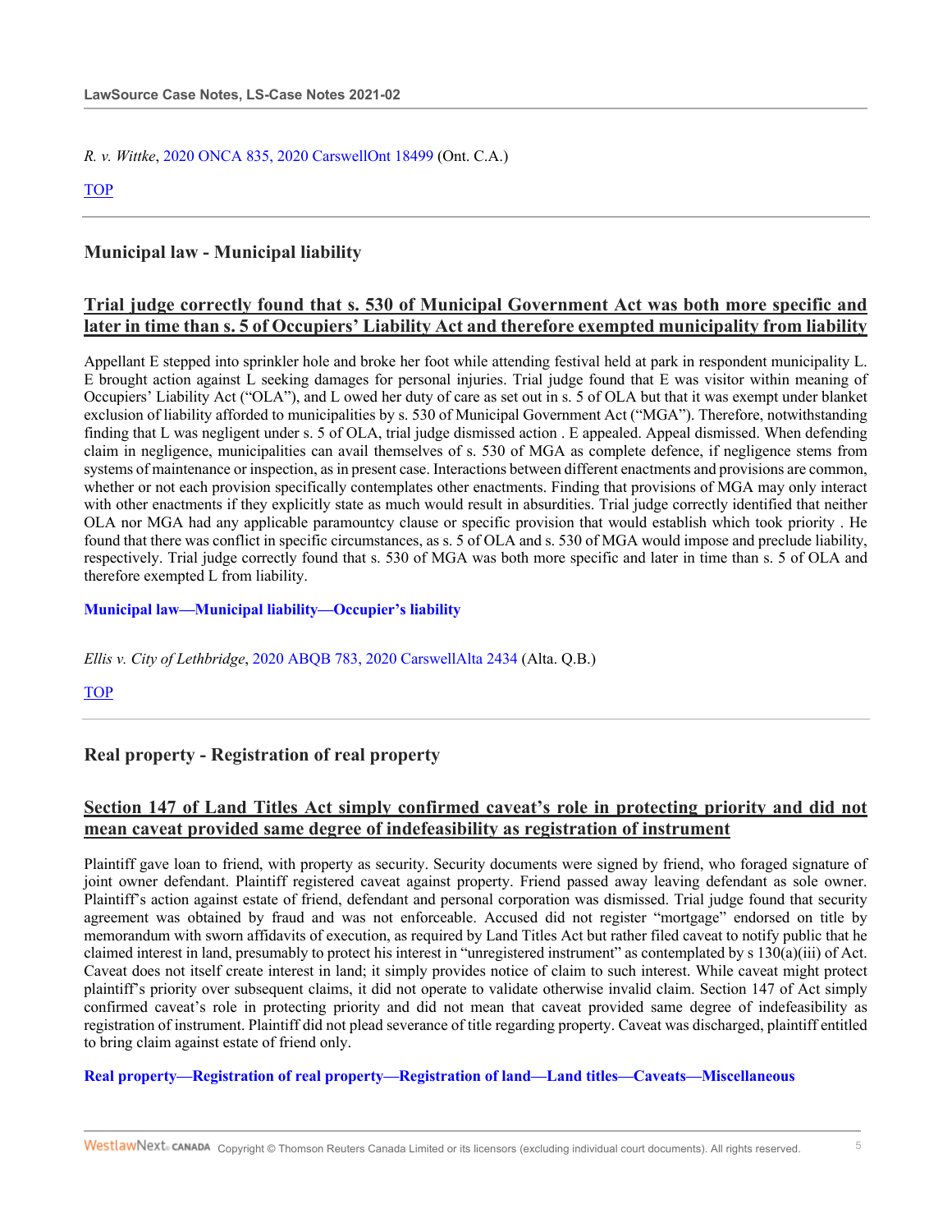*R. v. Wittke*, 2020 ONCA 835, 2020 CarswellOnt 18499 (Ont. C.A.)

TOP

## Municipal law - Municipal liability

### Trial judge correctly found that s. 530 of Municipal Government Act was both more specific and later in time than s. 5 of Occupiers' Liability Act and therefore exempted municipality from liability

Appellant E stepped into sprinkler hole and broke her foot while attending festival held at park in respondent municipality L. E brought action against L seeking damages for personal injuries. Trial judge found that E was visitor within meaning of Occupiers' Liability Act ("OLA"), and L owed her duty of care as set out in s. 5 of OLA but that it was exempt under blanket exclusion of liability afforded to municipalities by s. 530 of Municipal Government Act ("MGA"). Therefore, notwithstanding finding that L was negligent under s. 5 of OLA, trial judge dismissed action . E appealed. Appeal dismissed. When defending claim in negligence, municipalities can avail themselves of s. 530 of MGA as complete defence, if negligence stems from systems of maintenance or inspection, as in present case. Interactions between different enactments and provisions are common, whether or not each provision specifically contemplates other enactments. Finding that provisions of MGA may only interact with other enactments if they explicitly state as much would result in absurdities. Trial judge correctly identified that neither OLA nor MGA had any applicable paramountcy clause or specific provision that would establish which took priority . He found that there was conflict in specific circumstances, as s. 5 of OLA and s. 530 of MGA would impose and preclude liability, respectively. Trial judge correctly found that s. 530 of MGA was both more specific and later in time than s. 5 of OLA and therefore exempted L from liability.

**Municipal law—Municipal liability—Occupier's liability**

*Ellis v. City of Lethbridge*, 2020 ABQB 783, 2020 CarswellAlta 2434 (Alta. Q.B.)

TOP

## Real property - Registration of real property

### Section 147 of Land Titles Act simply confirmed caveat's role in protecting priority and did not mean caveat provided same degree of indefeasibility as registration of instrument

Plaintiff gave loan to friend, with property as security. Security documents were signed by friend, who foraged signature of joint owner defendant. Plaintiff registered caveat against property. Friend passed away leaving defendant as sole owner. Plaintiff's action against estate of friend, defendant and personal corporation was dismissed. Trial judge found that security agreement was obtained by fraud and was not enforceable. Accused did not register "mortgage" endorsed on title by memorandum with sworn affidavits of execution, as required by Land Titles Act but rather filed caveat to notify public that he claimed interest in land, presumably to protect his interest in "unregistered instrument" as contemplated by s 130(a)(iii) of Act. Caveat does not itself create interest in land; it simply provides notice of claim to such interest. While caveat might protect plaintiff's priority over subsequent claims, it did not operate to validate otherwise invalid claim. Section 147 of Act simply confirmed caveat's role in protecting priority and did not mean that caveat provided same degree of indefeasibility as registration of instrument. Plaintiff did not plead severance of title regarding property. Caveat was discharged, plaintiff entitled to bring claim against estate of friend only.

**Real property—Registration of real property—Registration of land—Land titles—Caveats—Miscellaneous**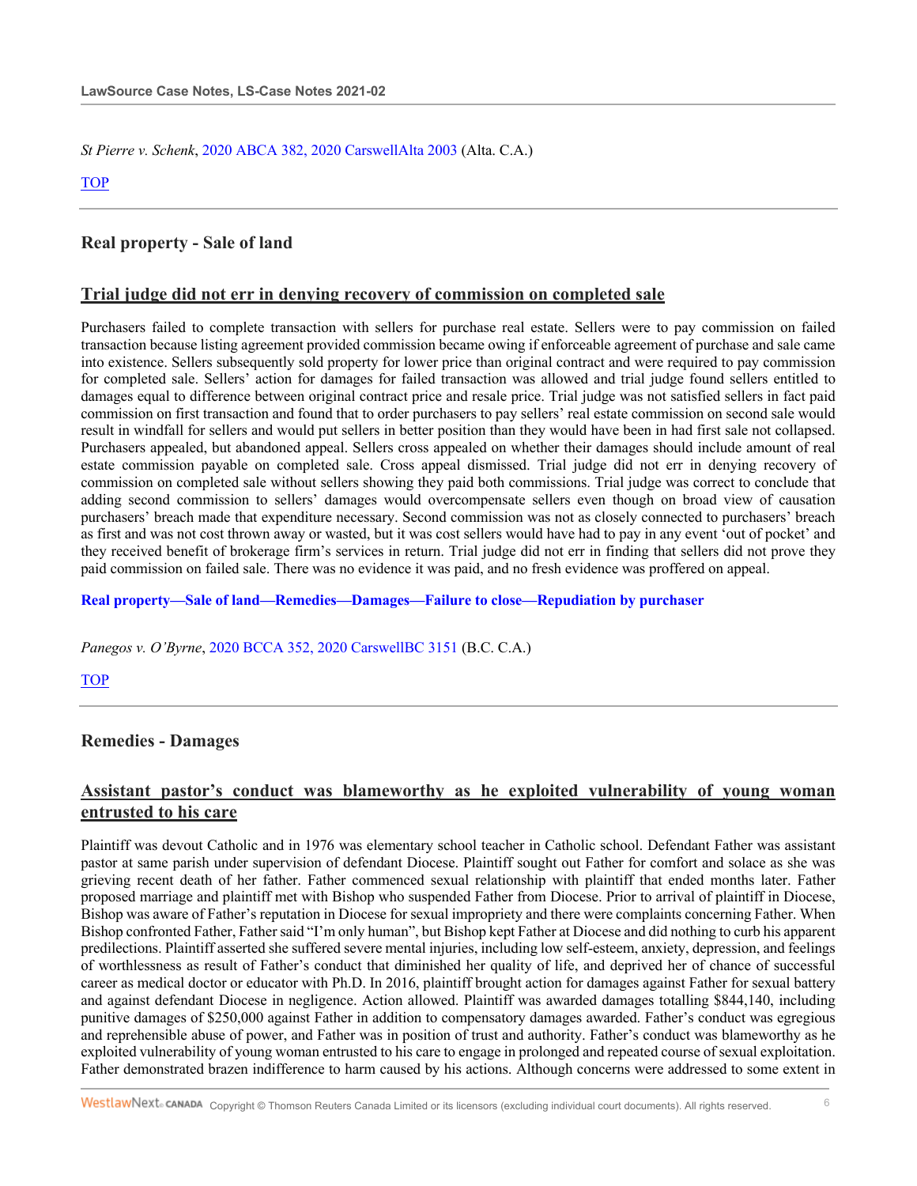*St Pierre v. Schenk*, 2020 ABCA 382, 2020 CarswellAlta 2003 (Alta. C.A.)

TOP

## Real property - Sale of land

### Trial judge did not err in denying recovery of commission on completed sale

Purchasers failed to complete transaction with sellers for purchase real estate. Sellers were to pay commission on failed transaction because listing agreement provided commission became owing if enforceable agreement of purchase and sale came into existence. Sellers subsequently sold property for lower price than original contract and were required to pay commission for completed sale. Sellers' action for damages for failed transaction was allowed and trial judge found sellers entitled to damages equal to difference between original contract price and resale price. Trial judge was not satisfied sellers in fact paid commission on first transaction and found that to order purchasers to pay sellers' real estate commission on second sale would result in windfall for sellers and would put sellers in better position than they would have been in had first sale not collapsed. Purchasers appealed, but abandoned appeal. Sellers cross appealed on whether their damages should include amount of real estate commission payable on completed sale. Cross appeal dismissed. Trial judge did not err in denying recovery of commission on completed sale without sellers showing they paid both commissions. Trial judge was correct to conclude that adding second commission to sellers' damages would overcompensate sellers even though on broad view of causation purchasers' breach made that expenditure necessary. Second commission was not as closely connected to purchasers' breach as first and was not cost thrown away or wasted, but it was cost sellers would have had to pay in any event 'out of pocket' and they received benefit of brokerage firm's services in return. Trial judge did not err in finding that sellers did not prove they paid commission on failed sale. There was no evidence it was paid, and no fresh evidence was proffered on appeal.

**Real property—Sale of land—Remedies—Damages—Failure to close—Repudiation by purchaser**

*Panegos v. O'Byrne*, 2020 BCCA 352, 2020 CarswellBC 3151 (B.C. C.A.)

TOP

## Remedies - Damages

### Assistant pastor's conduct was blameworthy as he exploited vulnerability of young woman entrusted to his care

Plaintiff was devout Catholic and in 1976 was elementary school teacher in Catholic school. Defendant Father was assistant pastor at same parish under supervision of defendant Diocese. Plaintiff sought out Father for comfort and solace as she was grieving recent death of her father. Father commenced sexual relationship with plaintiff that ended months later. Father proposed marriage and plaintiff met with Bishop who suspended Father from Diocese. Prior to arrival of plaintiff in Diocese, Bishop was aware of Father's reputation in Diocese for sexual impropriety and there were complaints concerning Father. When Bishop confronted Father, Father said "I'm only human", but Bishop kept Father at Diocese and did nothing to curb his apparent predilections. Plaintiff asserted she suffered severe mental injuries, including low self-esteem, anxiety, depression, and feelings of worthlessness as result of Father's conduct that diminished her quality of life, and deprived her of chance of successful career as medical doctor or educator with Ph.D. In 2016, plaintiff brought action for damages against Father for sexual battery and against defendant Diocese in negligence. Action allowed. Plaintiff was awarded damages totalling $844,140, including punitive damages of $250,000 against Father in addition to compensatory damages awarded. Father's conduct was egregious and reprehensible abuse of power, and Father was in position of trust and authority. Father's conduct was blameworthy as he exploited vulnerability of young woman entrusted to his care to engage in prolonged and repeated course of sexual exploitation. Father demonstrated brazen indifference to harm caused by his actions. Although concerns were addressed to some extent in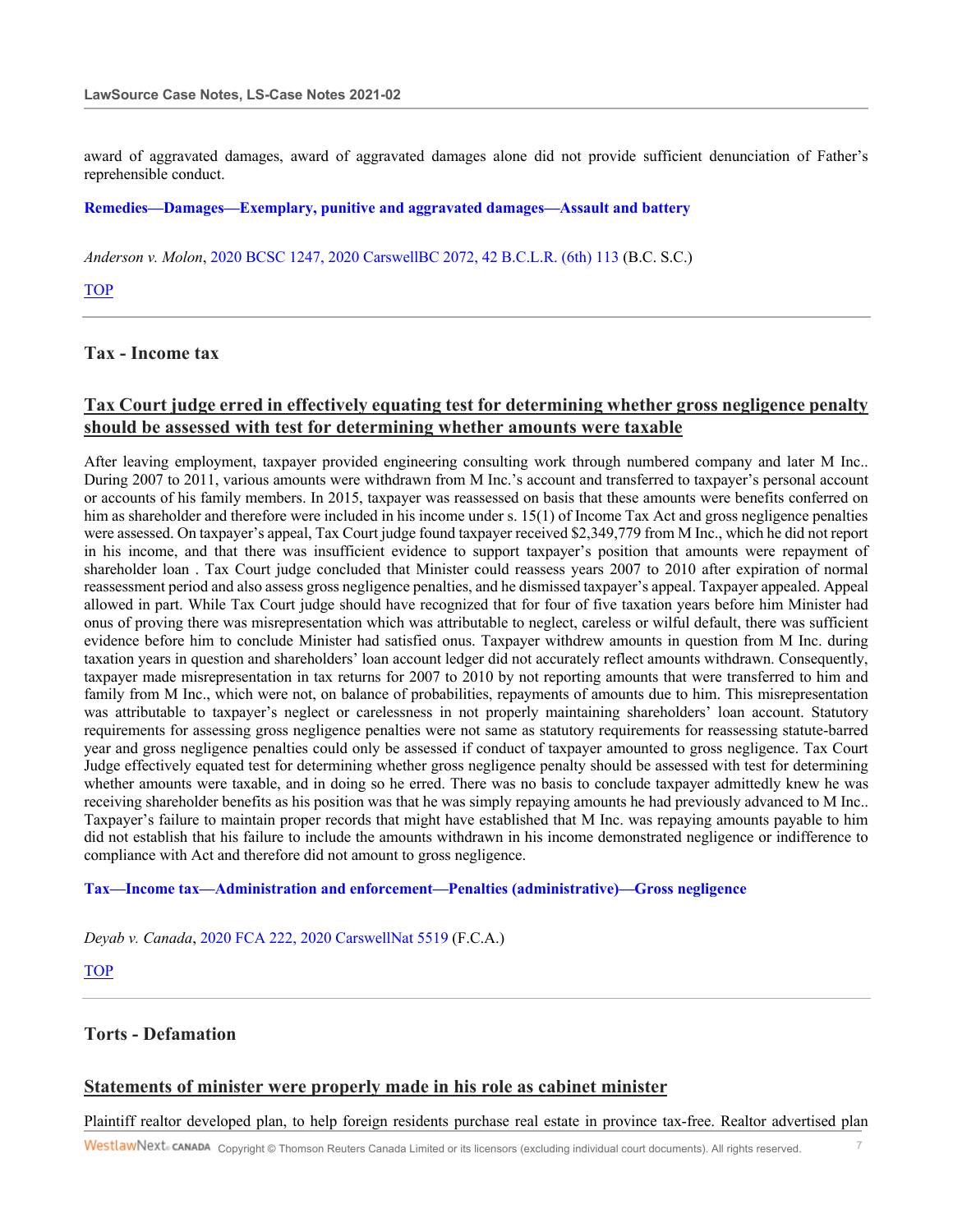award of aggravated damages, award of aggravated damages alone did not provide sufficient denunciation of Father's reprehensible conduct.

**Remedies—Damages—Exemplary, punitive and aggravated damages—Assault and battery**

*Anderson v. Molon*, 2020 BCSC 1247, 2020 CarswellBC 2072, 42 B.C.L.R. (6th) 113 (B.C. S.C.)

TOP

## Tax - Income tax

### Tax Court judge erred in effectively equating test for determining whether gross negligence penalty should be assessed with test for determining whether amounts were taxable

After leaving employment, taxpayer provided engineering consulting work through numbered company and later M Inc.. During 2007 to 2011, various amounts were withdrawn from M Inc.'s account and transferred to taxpayer's personal account or accounts of his family members. In 2015, taxpayer was reassessed on basis that these amounts were benefits conferred on him as shareholder and therefore were included in his income under s. 15(1) of Income Tax Act and gross negligence penalties were assessed. On taxpayer's appeal, Tax Court judge found taxpayer received $2,349,779 from M Inc., which he did not report in his income, and that there was insufficient evidence to support taxpayer's position that amounts were repayment of shareholder loan . Tax Court judge concluded that Minister could reassess years 2007 to 2010 after expiration of normal reassessment period and also assess gross negligence penalties, and he dismissed taxpayer's appeal. Taxpayer appealed. Appeal allowed in part. While Tax Court judge should have recognized that for four of five taxation years before him Minister had onus of proving there was misrepresentation which was attributable to neglect, careless or wilful default, there was sufficient evidence before him to conclude Minister had satisfied onus. Taxpayer withdrew amounts in question from M Inc. during taxation years in question and shareholders' loan account ledger did not accurately reflect amounts withdrawn. Consequently, taxpayer made misrepresentation in tax returns for 2007 to 2010 by not reporting amounts that were transferred to him and family from M Inc., which were not, on balance of probabilities, repayments of amounts due to him. This misrepresentation was attributable to taxpayer's neglect or carelessness in not properly maintaining shareholders' loan account. Statutory requirements for assessing gross negligence penalties were not same as statutory requirements for reassessing statute-barred year and gross negligence penalties could only be assessed if conduct of taxpayer amounted to gross negligence. Tax Court Judge effectively equated test for determining whether gross negligence penalty should be assessed with test for determining whether amounts were taxable, and in doing so he erred. There was no basis to conclude taxpayer admittedly knew he was receiving shareholder benefits as his position was that he was simply repaying amounts he had previously advanced to M Inc.. Taxpayer's failure to maintain proper records that might have established that M Inc. was repaying amounts payable to him did not establish that his failure to include the amounts withdrawn in his income demonstrated negligence or indifference to compliance with Act and therefore did not amount to gross negligence.

**Tax—Income tax—Administration and enforcement—Penalties (administrative)—Gross negligence**

*Deyab v. Canada*, 2020 FCA 222, 2020 CarswellNat 5519 (F.C.A.)

TOP

## Torts - Defamation

### Statements of minister were properly made in his role as cabinet minister

Plaintiff realtor developed plan, to help foreign residents purchase real estate in province tax-free. Realtor advertised plan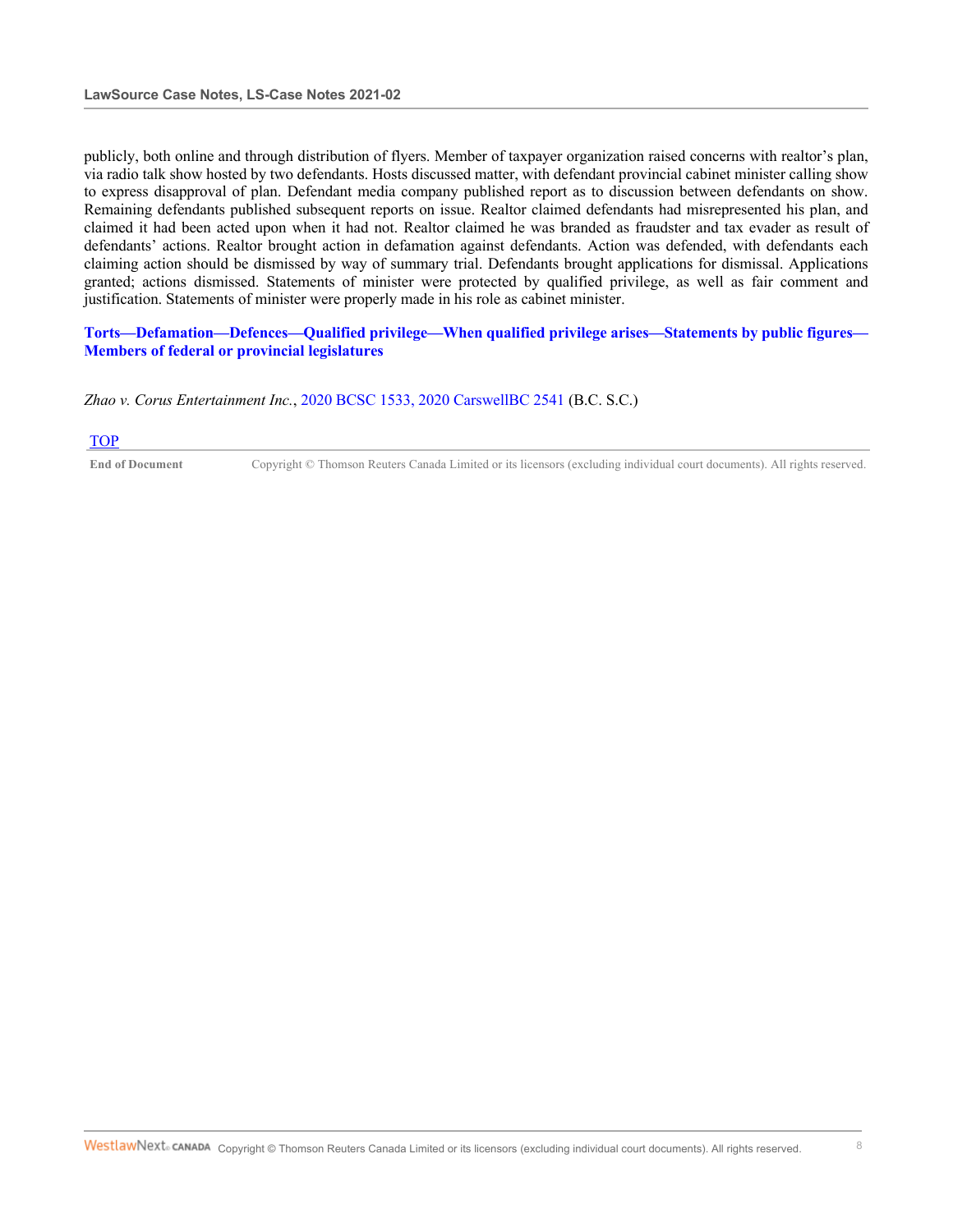publicly, both online and through distribution of flyers. Member of taxpayer organization raised concerns with realtor's plan, via radio talk show hosted by two defendants. Hosts discussed matter, with defendant provincial cabinet minister calling show to express disapproval of plan. Defendant media company published report as to discussion between defendants on show. Remaining defendants published subsequent reports on issue. Realtor claimed defendants had misrepresented his plan, and claimed it had been acted upon when it had not. Realtor claimed he was branded as fraudster and tax evader as result of defendants' actions. Realtor brought action in defamation against defendants. Action was defended, with defendants each claiming action should be dismissed by way of summary trial. Defendants brought applications for dismissal. Applications granted; actions dismissed. Statements of minister were protected by qualified privilege, as well as fair comment and justification. Statements of minister were properly made in his role as cabinet minister.

**Torts—Defamation—Defences—Qualified privilege—When qualified privilege arises—Statements by public figures—Members of federal or provincial legislatures**

*Zhao v. Corus Entertainment Inc.*, 2020 BCSC 1533, 2020 CarswellBC 2541 (B.C. S.C.)

TOP

**End of Document** Copyright © Thomson Reuters Canada Limited or its licensors (excluding individual court documents). All rights reserved.